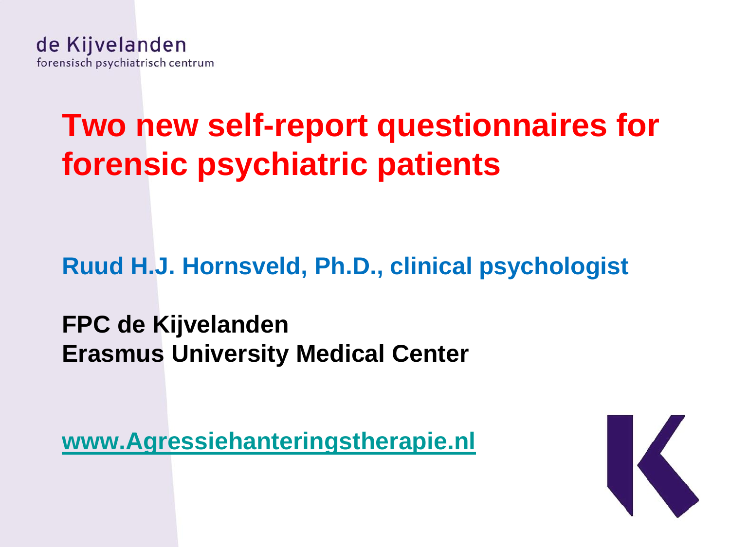de Kijvelanden
forensisch psychiatrisch centrum

# Two new self-report questionnaires for forensic psychiatric patients

**Ruud H.J. Hornsveld, Ph.D., clinical psychologist**

**FPC de Kijvelanden**
**Erasmus University Medical Center**

**www.Agressiehanteringstherapie.nl**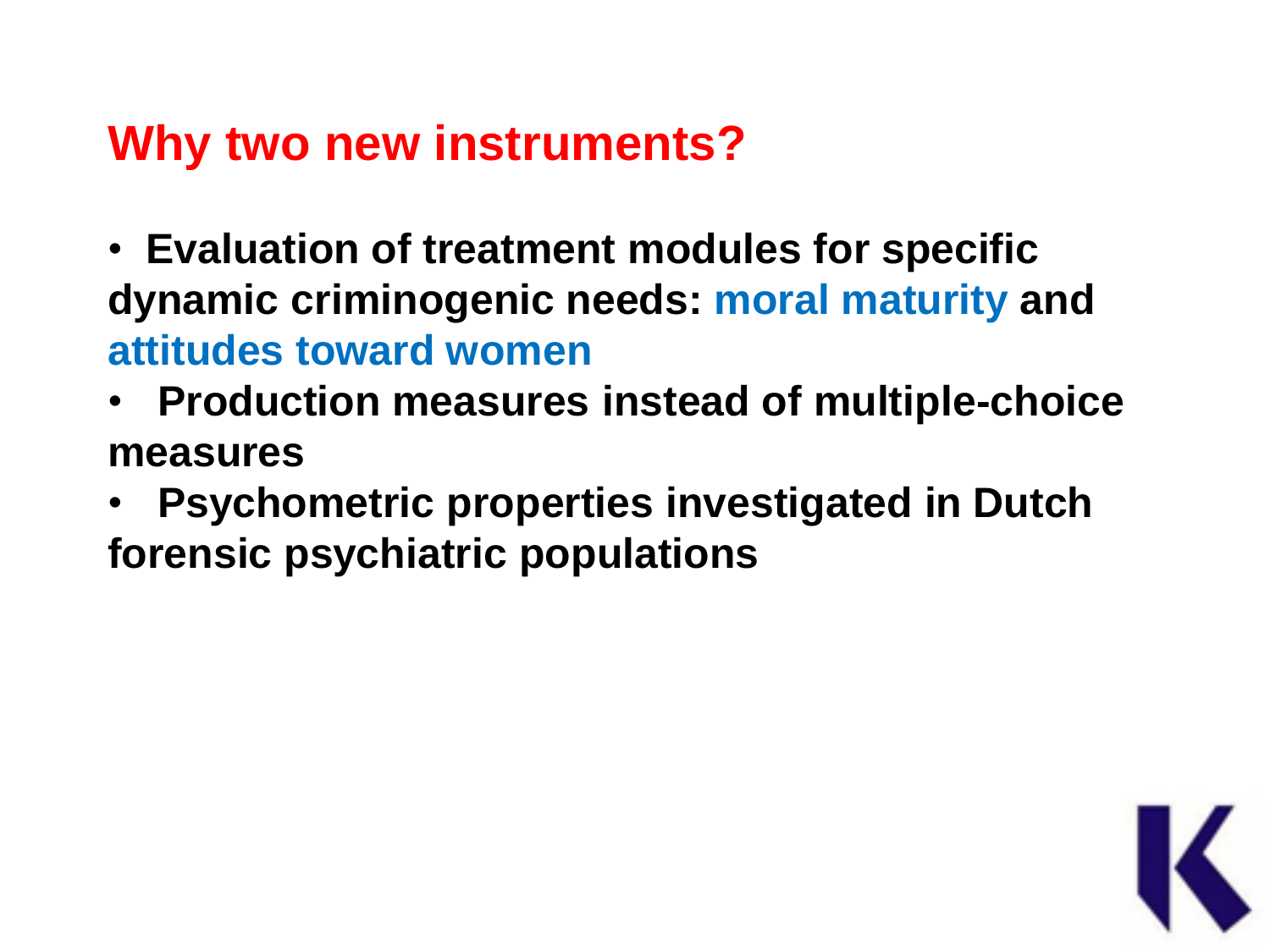# Why two new instruments?

- **Evaluation of treatment modules for specific dynamic criminogenic needs: moral maturity and attitudes toward women**
- **Production measures instead of multiple-choice measures**
- **Psychometric properties investigated in Dutch forensic psychiatric populations**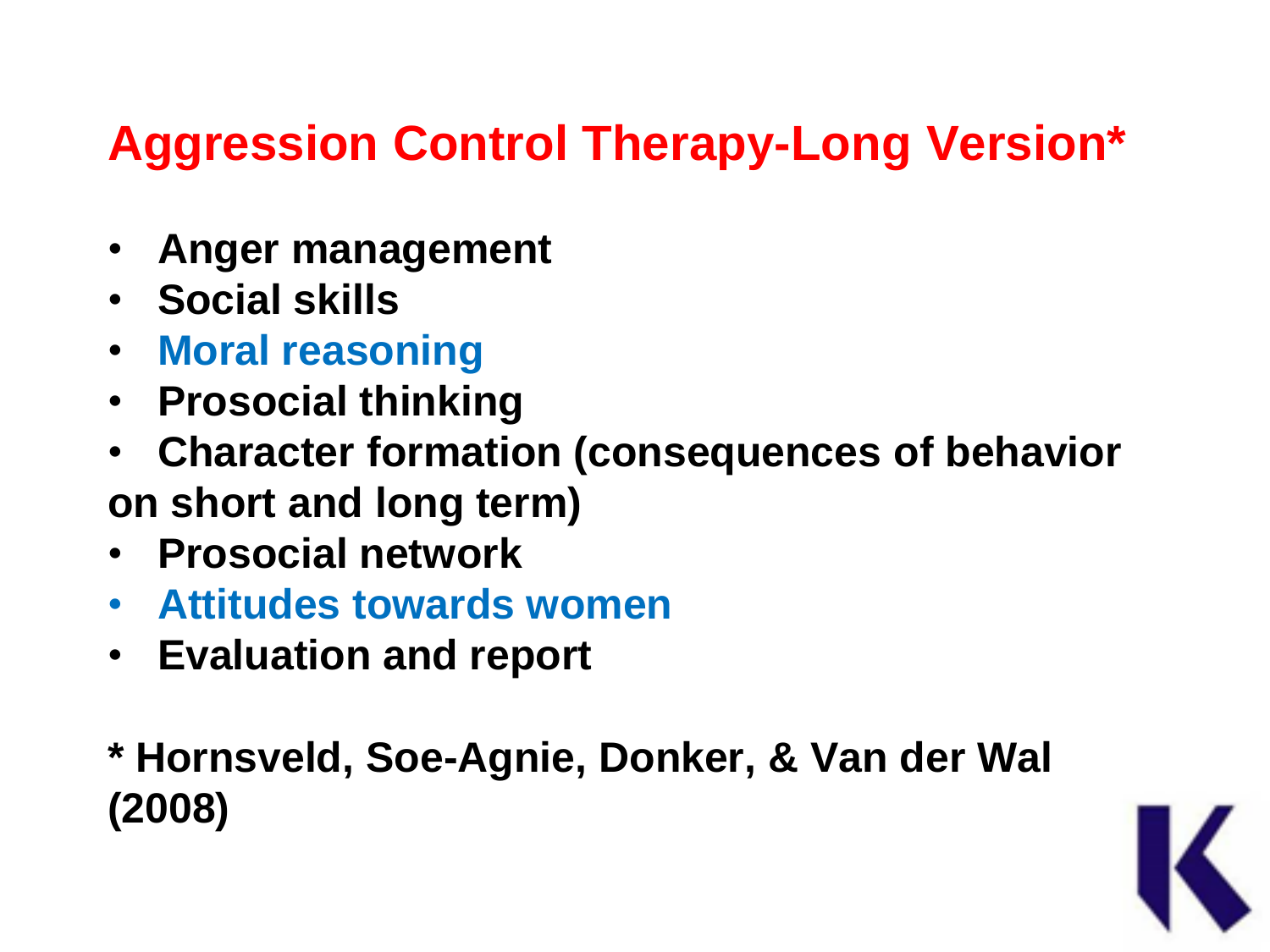# Aggression Control Therapy-Long Version*

- **Anger management**
- **Social skills**
- **Moral reasoning**
- **Prosocial thinking**
- **Character formation (consequences of behavior on short and long term)**
- **Prosocial network**
- **Attitudes towards women**
- **Evaluation and report**

**\* Hornsveld, Soe-Agnie, Donker, & Van der Wal (2008)**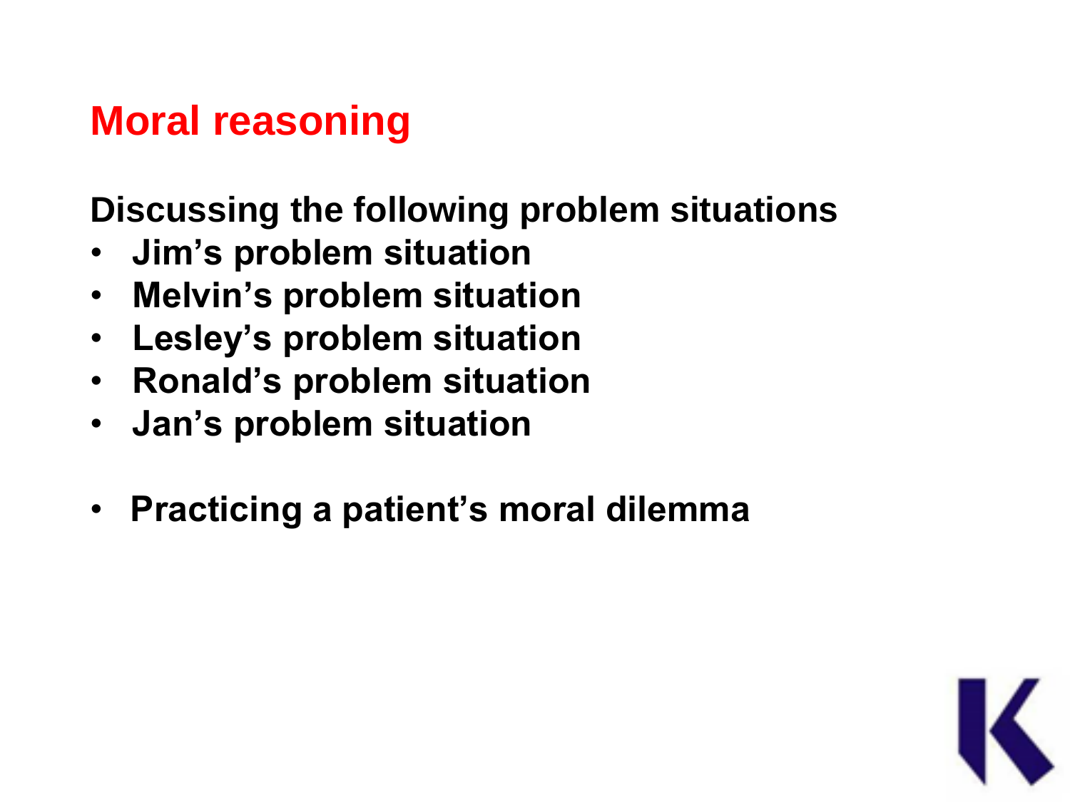# Moral reasoning

**Discussing the following problem situations**

- **Jim's problem situation**
- **Melvin's problem situation**
- **Lesley's problem situation**
- **Ronald's problem situation**
- **Jan's problem situation**

- **Practicing a patient's moral dilemma**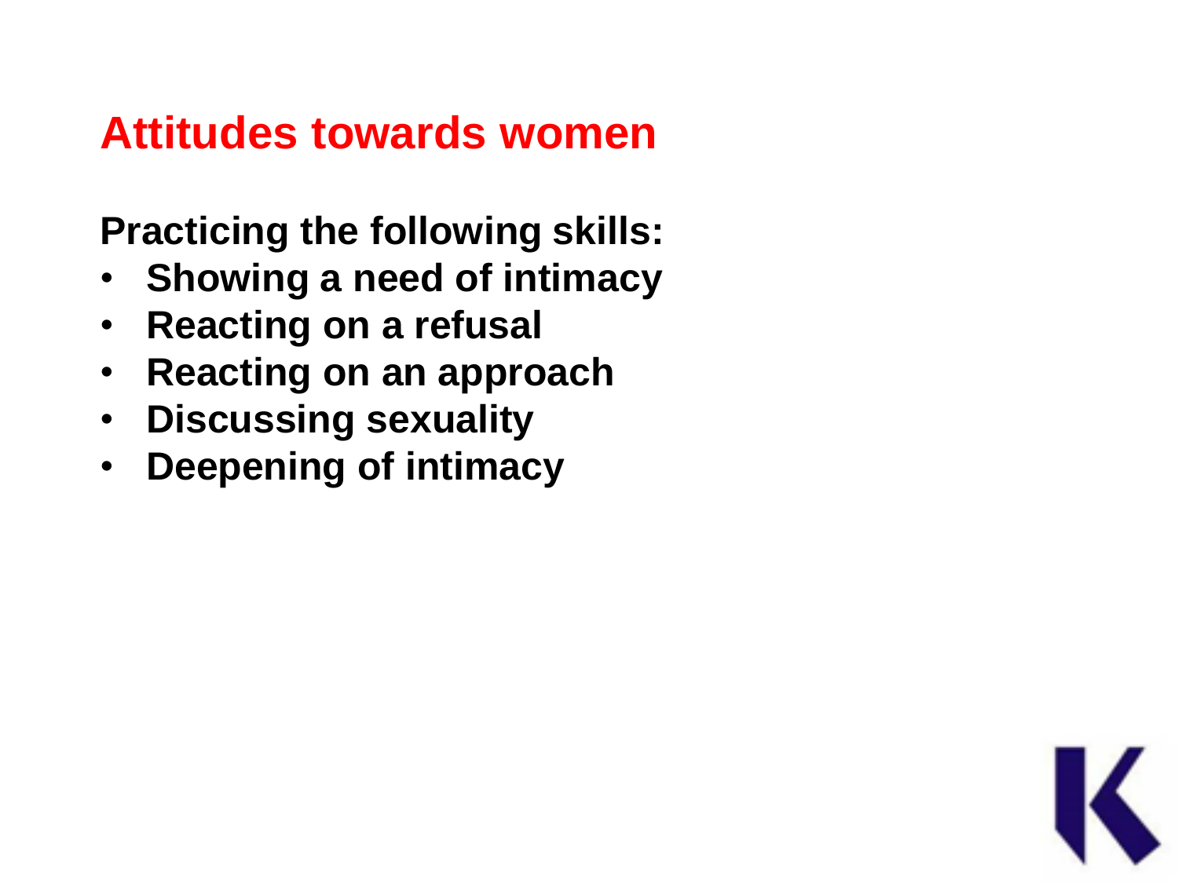# Attitudes towards women

**Practicing the following skills:**

- **Showing a need of intimacy**
- **Reacting on a refusal**
- **Reacting on an approach**
- **Discussing sexuality**
- **Deepening of intimacy**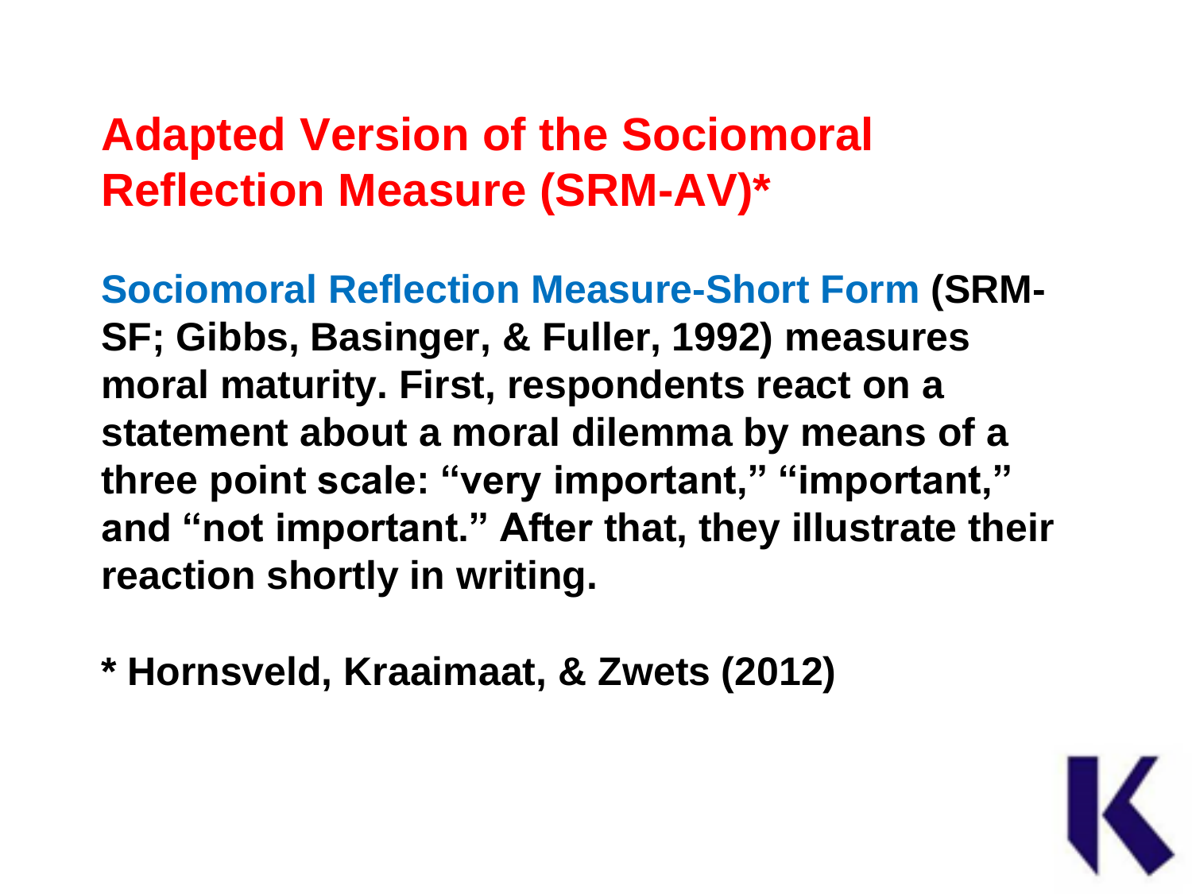# Adapted Version of the Sociomoral Reflection Measure (SRM-AV)*

**Sociomoral Reflection Measure-Short Form (SRM-SF; Gibbs, Basinger, & Fuller, 1992) measures moral maturity. First, respondents react on a statement about a moral dilemma by means of a three point scale: “very important,” “important,” and “not important.” After that, they illustrate their reaction shortly in writing.**

**\* Hornsveld, Kraaimaat, & Zwets (2012)**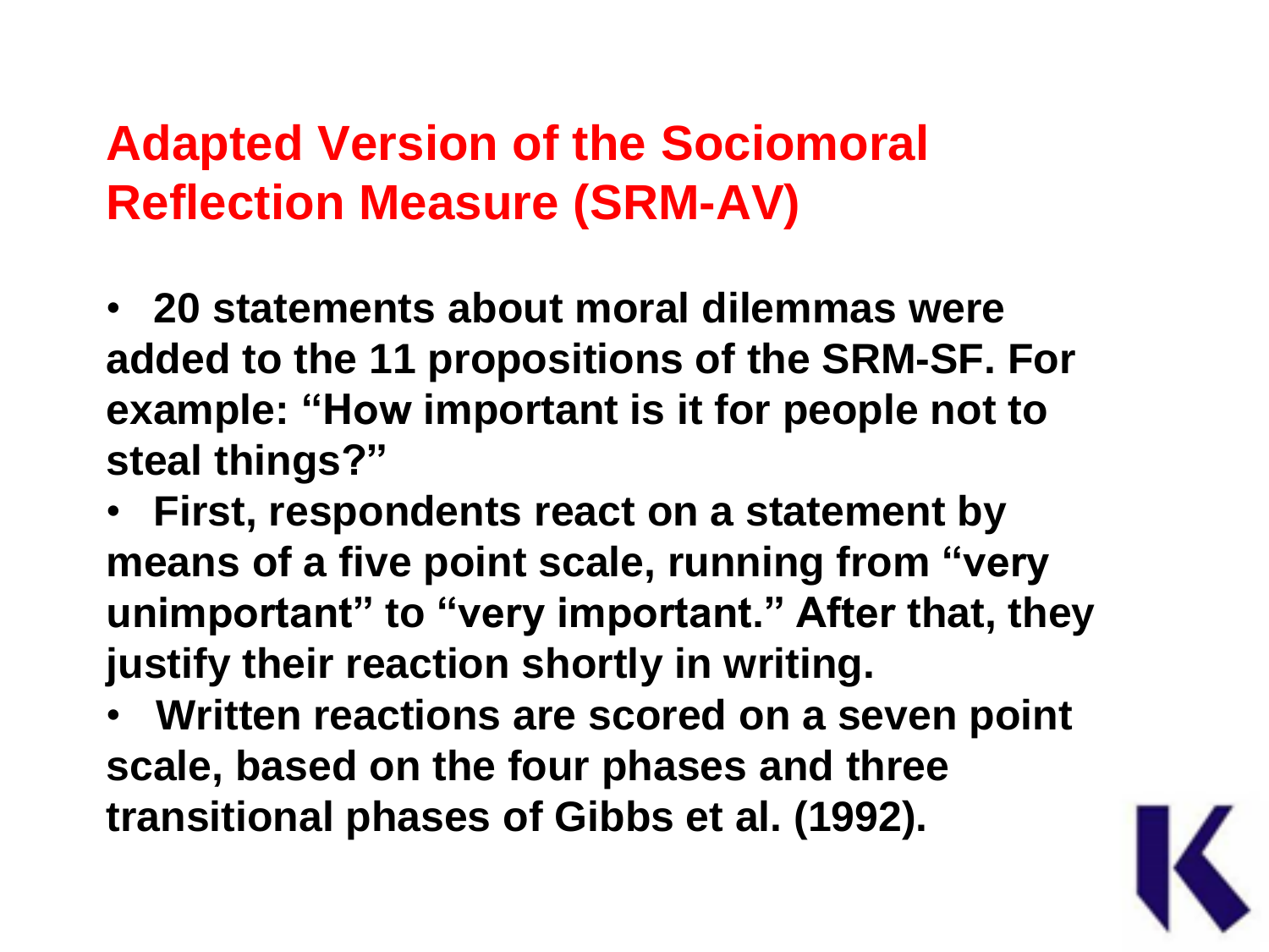## Adapted Version of the Sociomoral Reflection Measure (SRM-AV)

- **20 statements about moral dilemmas were added to the 11 propositions of the SRM-SF. For example: "How important is it for people not to steal things?"**
- **First, respondents react on a statement by means of a five point scale, running from "very unimportant" to "very important." After that, they justify their reaction shortly in writing.**
- **Written reactions are scored on a seven point scale, based on the four phases and three transitional phases of Gibbs et al. (1992).**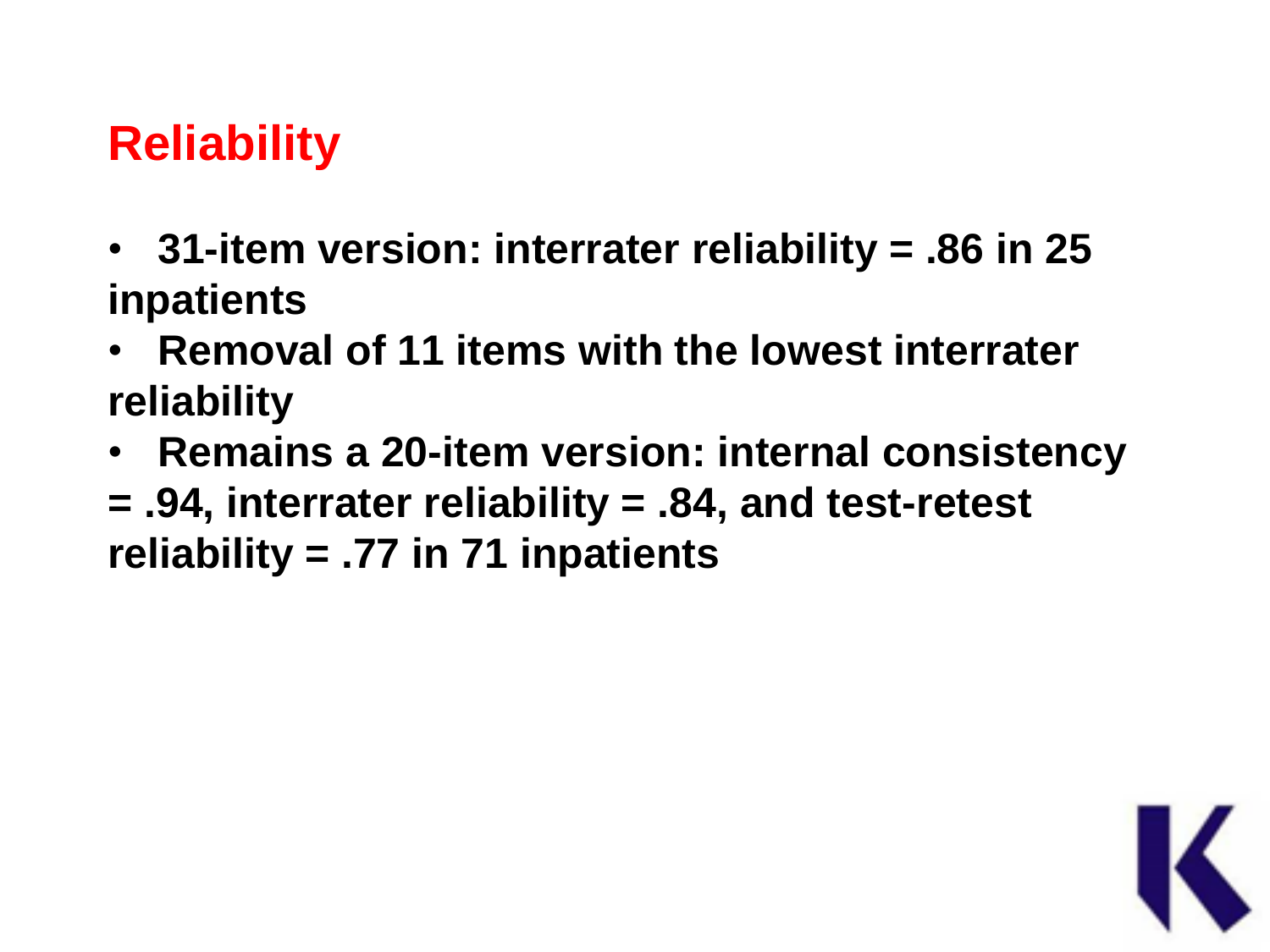## Reliability

- **31-item version: interrater reliability = .86 in 25 inpatients**
- **Removal of 11 items with the lowest interrater reliability**
- **Remains a 20-item version: internal consistency = .94, interrater reliability = .84, and test-retest reliability = .77 in 71 inpatients**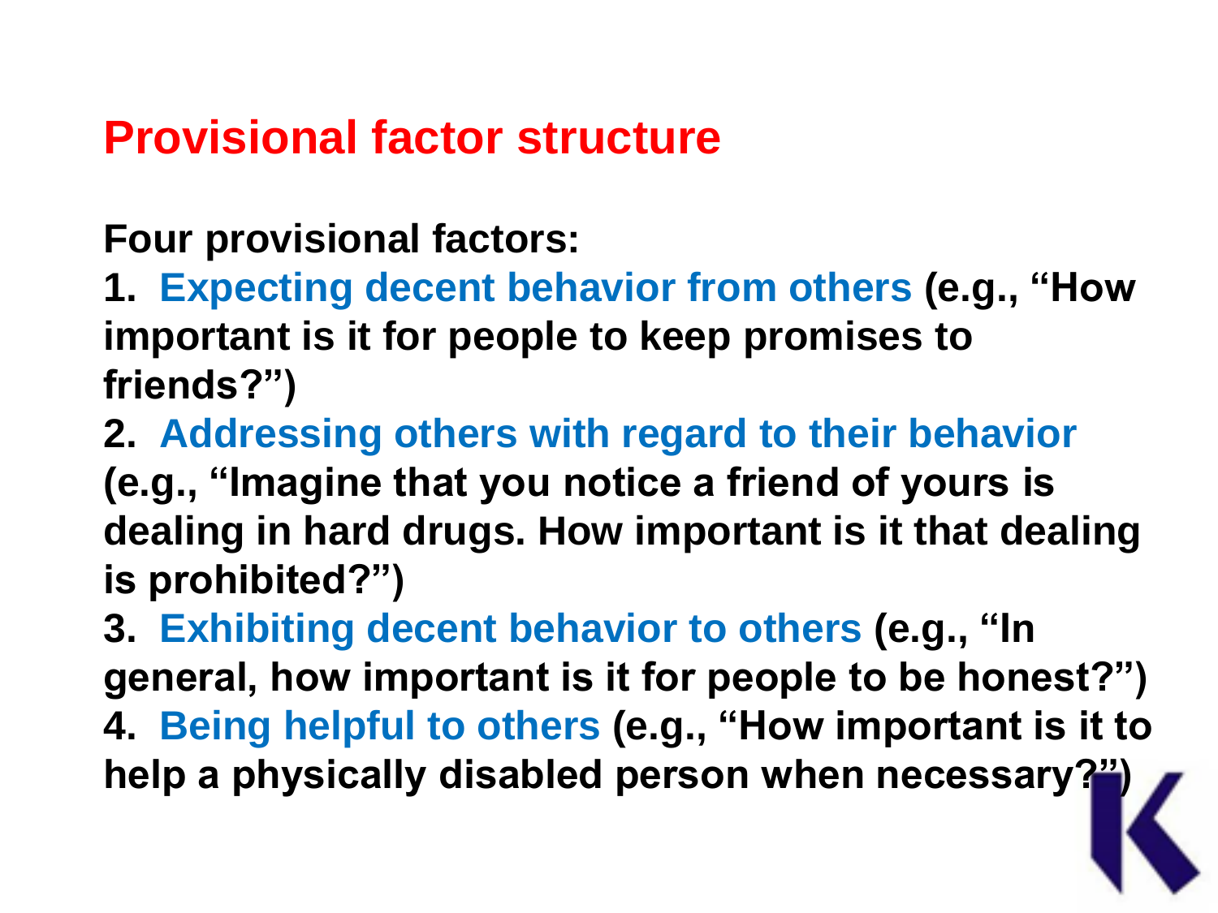# Provisional factor structure

**Four provisional factors:**

1. **Expecting decent behavior from others (e.g., "How important is it for people to keep promises to friends?")**
2. **Addressing others with regard to their behavior (e.g., "Imagine that you notice a friend of yours is dealing in hard drugs. How important is it that dealing is prohibited?")**
3. **Exhibiting decent behavior to others (e.g., "In general, how important is it for people to be honest?")**
4. **Being helpful to others (e.g., "How important is it to help a physically disabled person when necessary?")**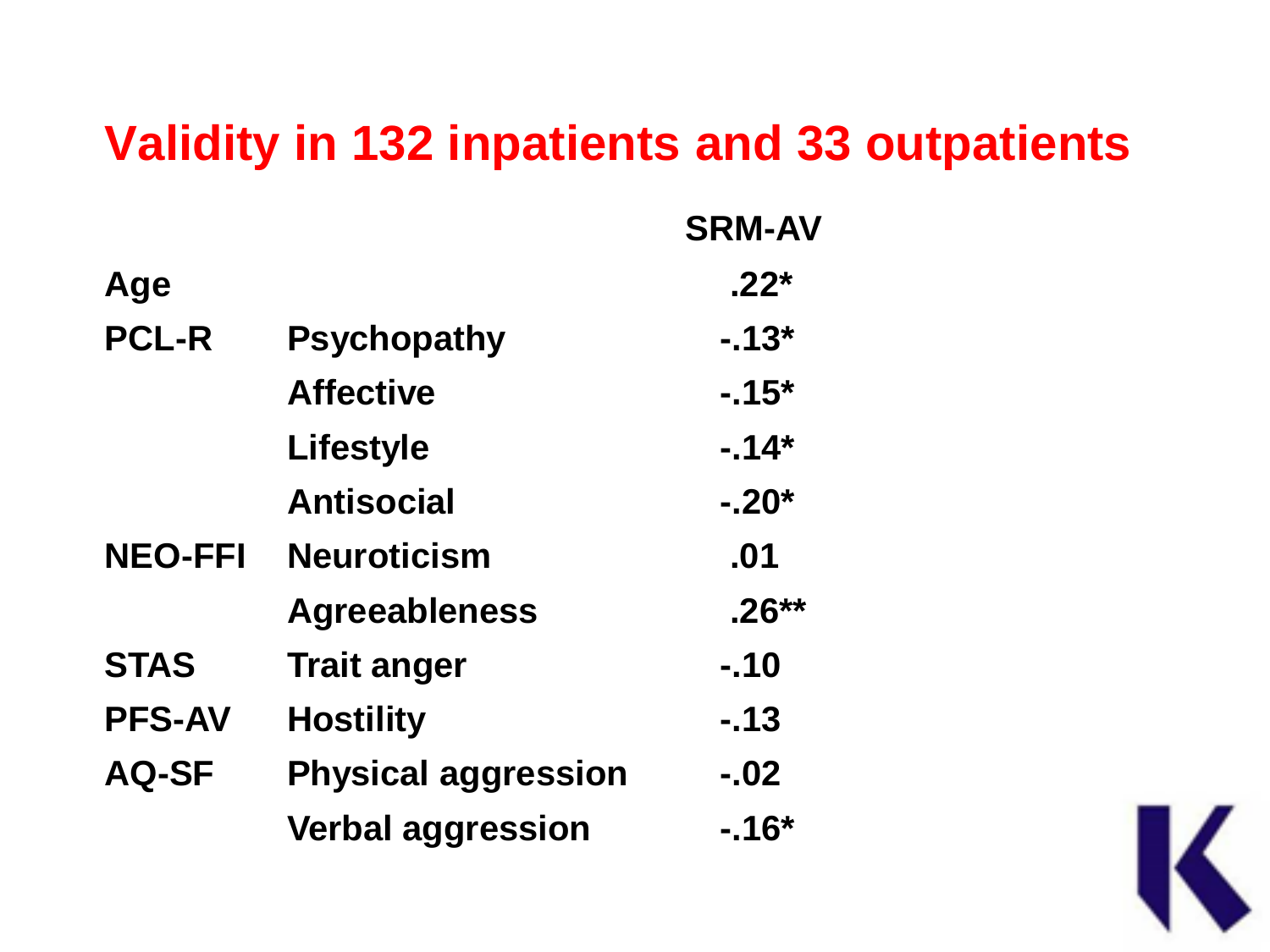# Validity in 132 inpatients and 33 outpatients

| | | SRM-AV |
|---|---|---|
| Age | | .22* |
| PCL-R | Psychopathy | -.13* |
| | Affective | -.15* |
| | Lifestyle | -.14* |
| | Antisocial | -.20* |
| NEO-FFI | Neuroticism | .01 |
| | Agreeableness | .26** |
| STAS | Trait anger | -.10 |
| PFS-AV | Hostility | -.13 |
| AQ-SF | Physical aggression | -.02 |
| | Verbal aggression | -.16* |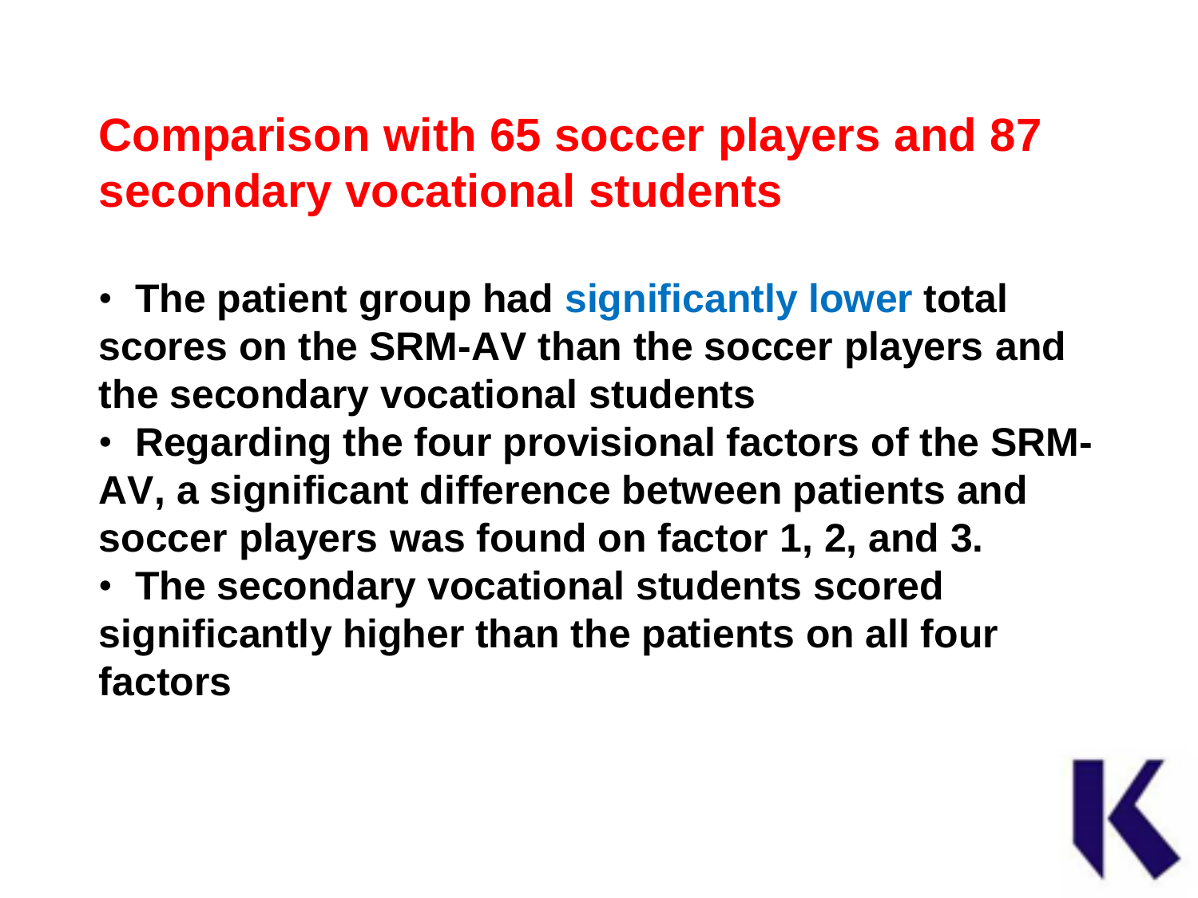## Comparison with 65 soccer players and 87 secondary vocational students

- **The patient group had significantly lower total scores on the SRM-AV than the soccer players and the secondary vocational students**
- **Regarding the four provisional factors of the SRM-AV, a significant difference between patients and soccer players was found on factor 1, 2, and 3.**
- **The secondary vocational students scored significantly higher than the patients on all four factors**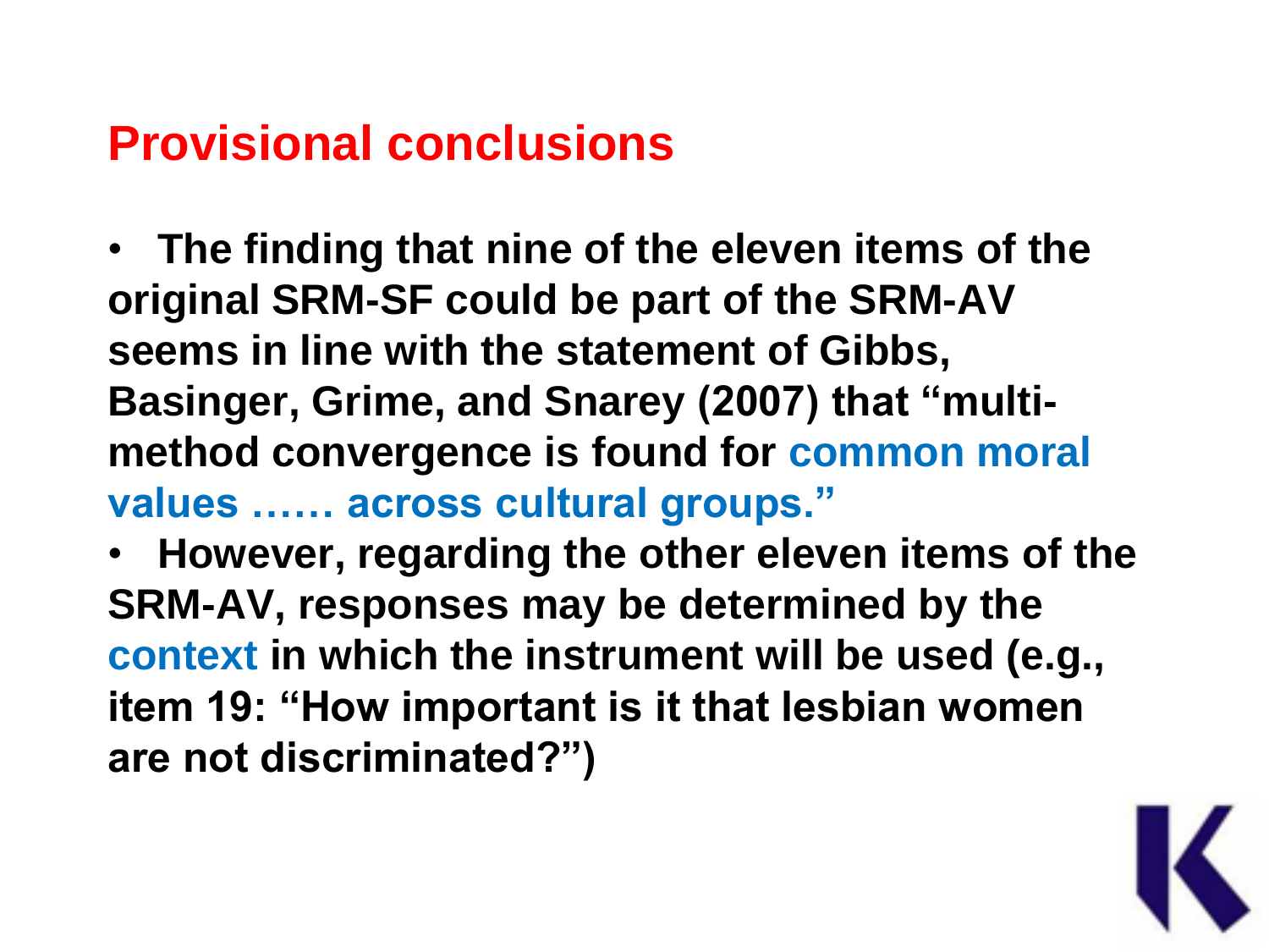## Provisional conclusions

- **The finding that nine of the eleven items of the original SRM-SF could be part of the SRM-AV seems in line with the statement of Gibbs, Basinger, Grime, and Snarey (2007) that "multi-method convergence is found for common moral values …… across cultural groups."**
- **However, regarding the other eleven items of the SRM-AV, responses may be determined by the context in which the instrument will be used (e.g., item 19: "How important is it that lesbian women are not discriminated?")**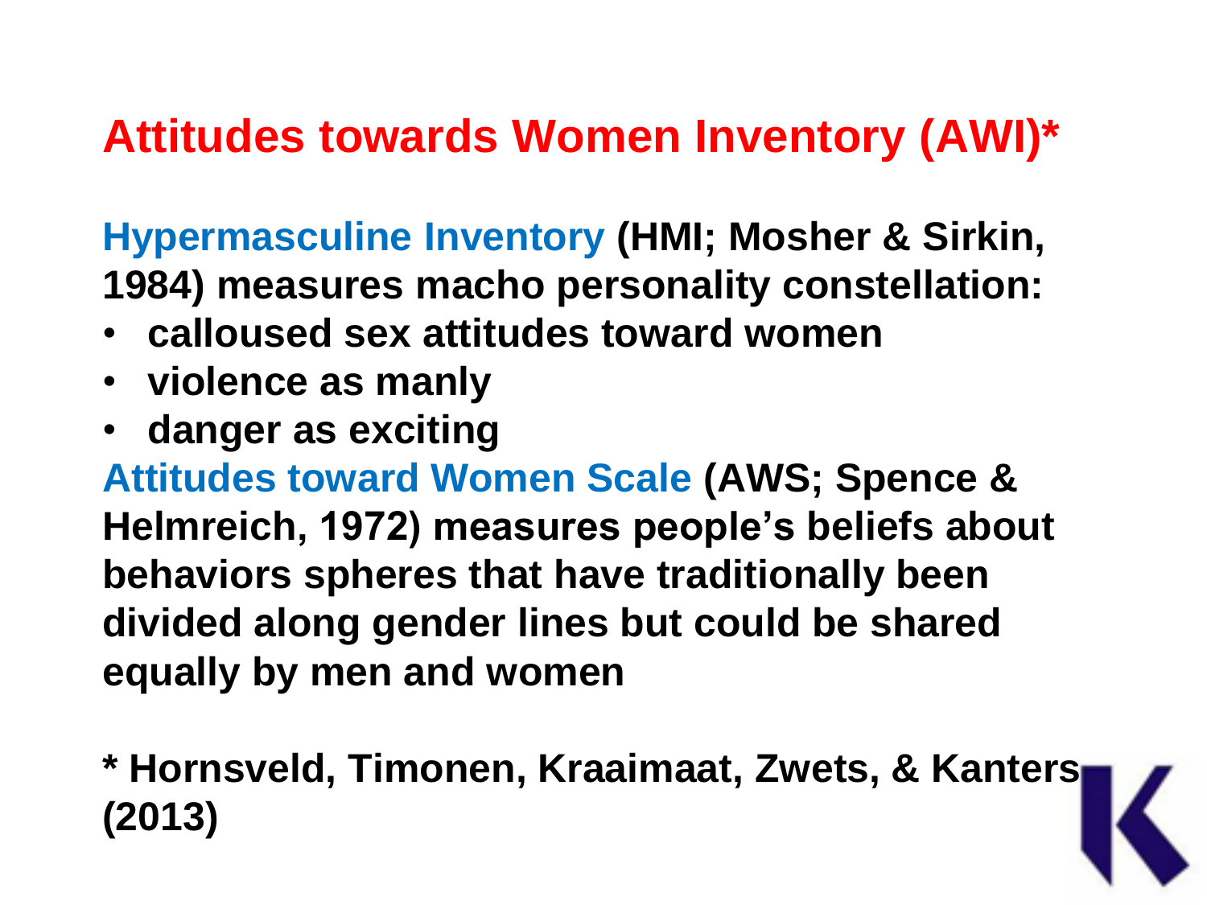# Attitudes towards Women Inventory (AWI)*

**Hypermasculine Inventory (HMI; Mosher & Sirkin, 1984) measures macho personality constellation:**

- **calloused sex attitudes toward women**
- **violence as manly**
- **danger as exciting**

**Attitudes toward Women Scale (AWS; Spence & Helmreich, 1972) measures people's beliefs about behaviors spheres that have traditionally been divided along gender lines but could be shared equally by men and women**

**\* Hornsveld, Timonen, Kraaimaat, Zwets, & Kanters (2013)**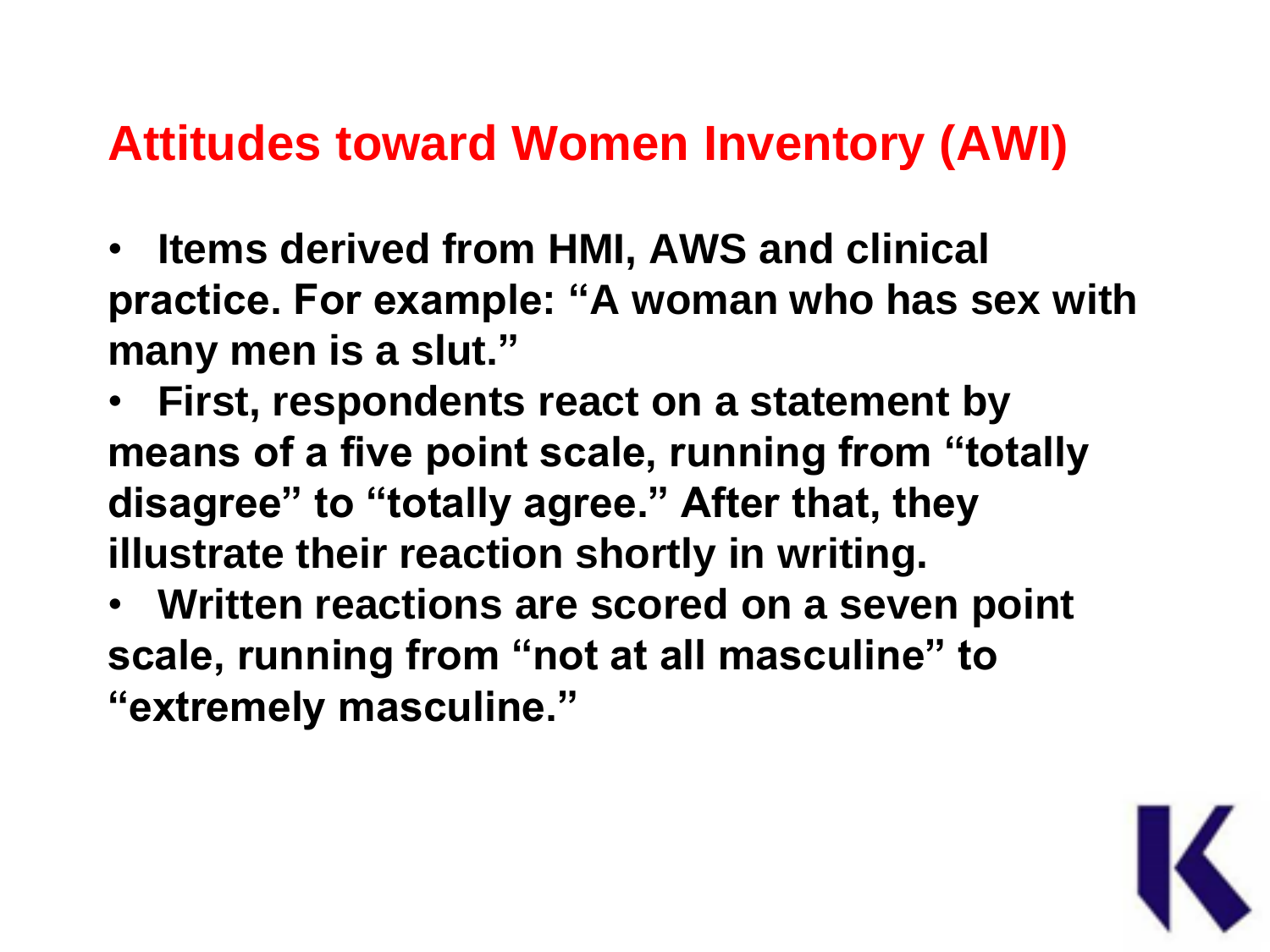# Attitudes toward Women Inventory (AWI)

- **Items derived from HMI, AWS and clinical practice. For example: "A woman who has sex with many men is a slut."**
- **First, respondents react on a statement by means of a five point scale, running from "totally disagree" to "totally agree." After that, they illustrate their reaction shortly in writing.**
- **Written reactions are scored on a seven point scale, running from "not at all masculine" to "extremely masculine."**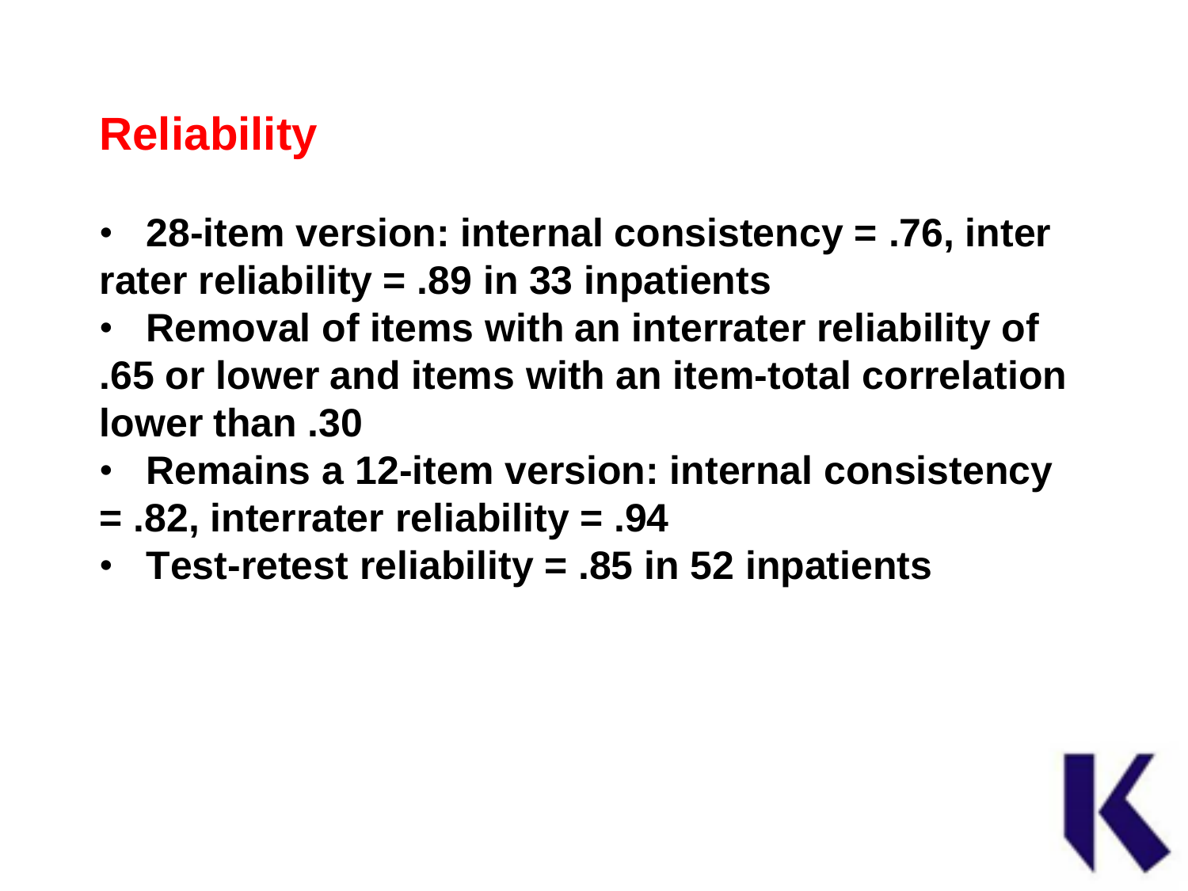## Reliability

- 28-item version: internal consistency = .76, inter rater reliability = .89 in 33 inpatients
- Removal of items with an interrater reliability of .65 or lower and items with an item-total correlation lower than .30
- Remains a 12-item version: internal consistency = .82, interrater reliability = .94
- Test-retest reliability = .85 in 52 inpatients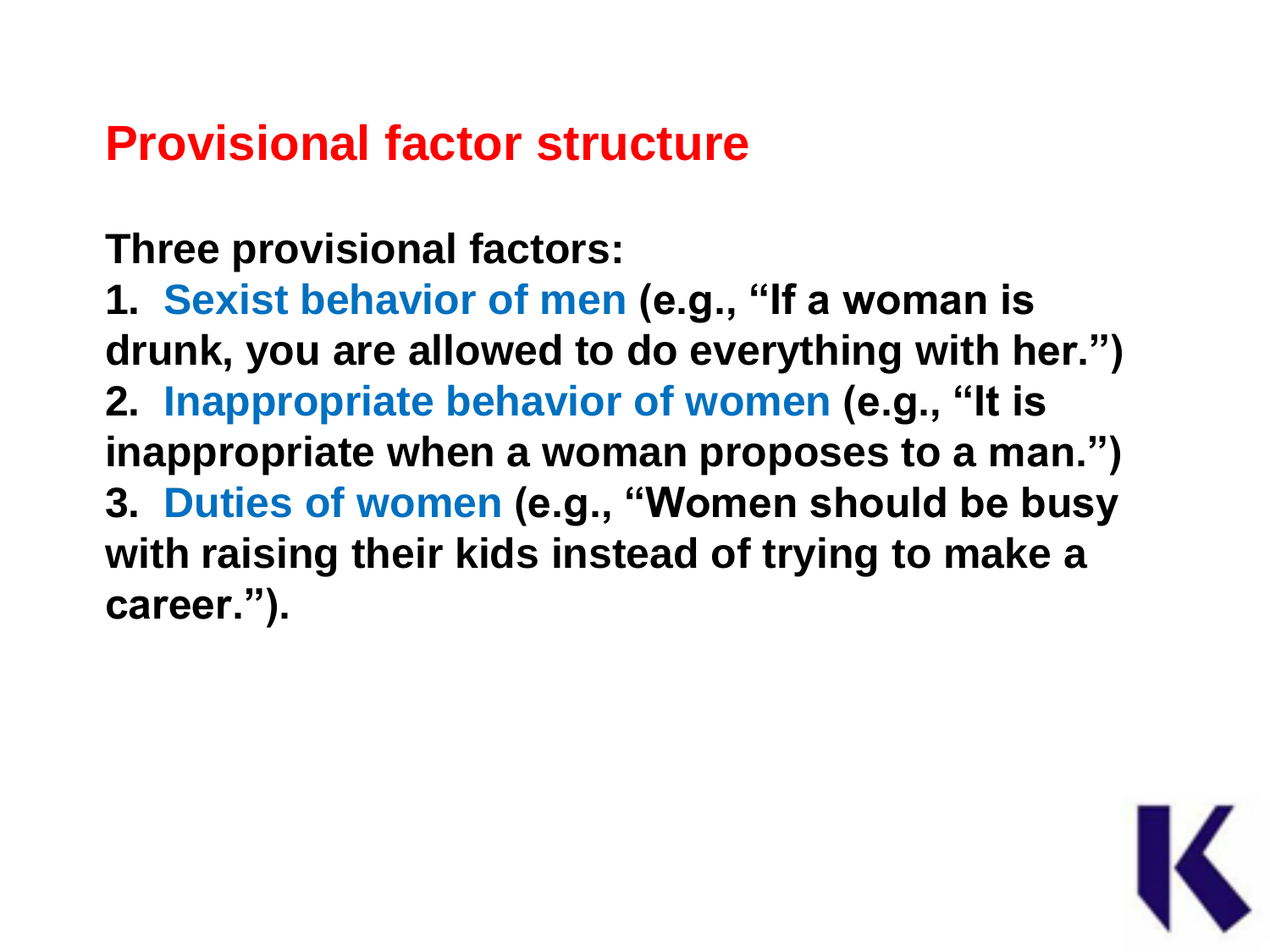# Provisional factor structure

**Three provisional factors:**

1. **Sexist behavior of men (e.g., "If a woman is drunk, you are allowed to do everything with her.")**
2. **Inappropriate behavior of women (e.g., "It is inappropriate when a woman proposes to a man.")**
3. **Duties of women (e.g., "Women should be busy with raising their kids instead of trying to make a career.").**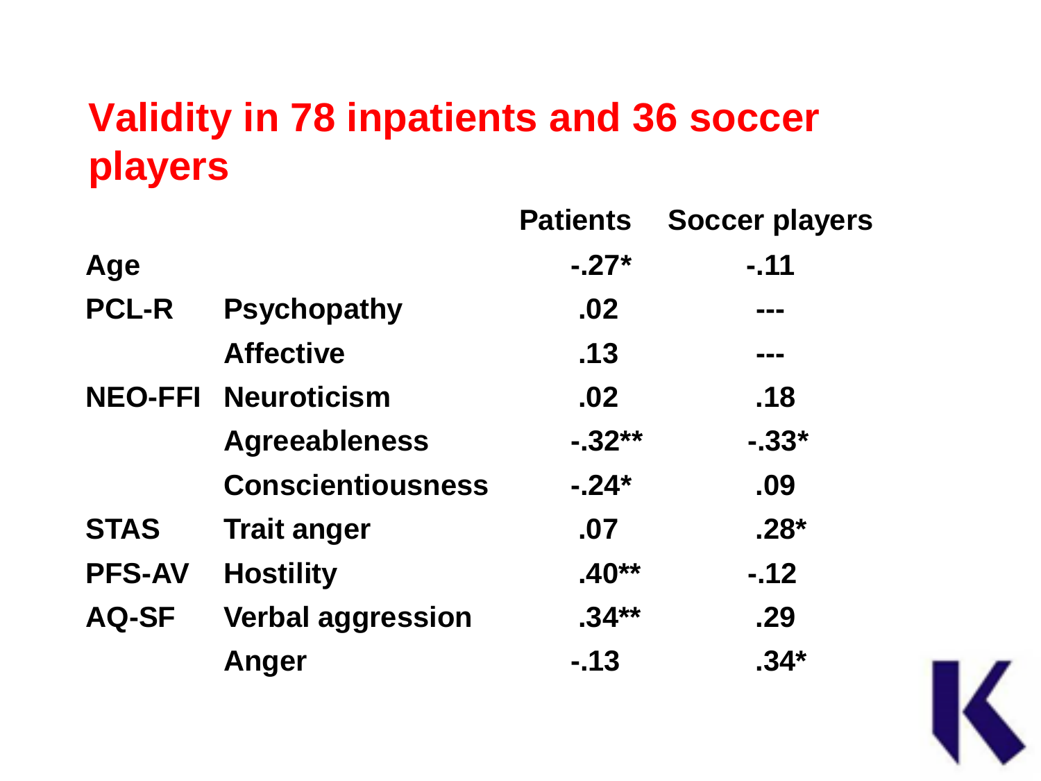# Validity in 78 inpatients and 36 soccer players

| | | Patients | Soccer players |
|---|---|---|---|
| Age | | -.27* | -.11 |
| PCL-R | Psychopathy | .02 | --- |
| | Affective | .13 | --- |
| NEO-FFI | Neuroticism | .02 | .18 |
| | Agreeableness | -.32** | -.33* |
| | Conscientiousness | -.24* | .09 |
| STAS | Trait anger | .07 | .28* |
| PFS-AV | Hostility | .40** | -.12 |
| AQ-SF | Verbal aggression | .34** | .29 |
| | Anger | -.13 | .34* |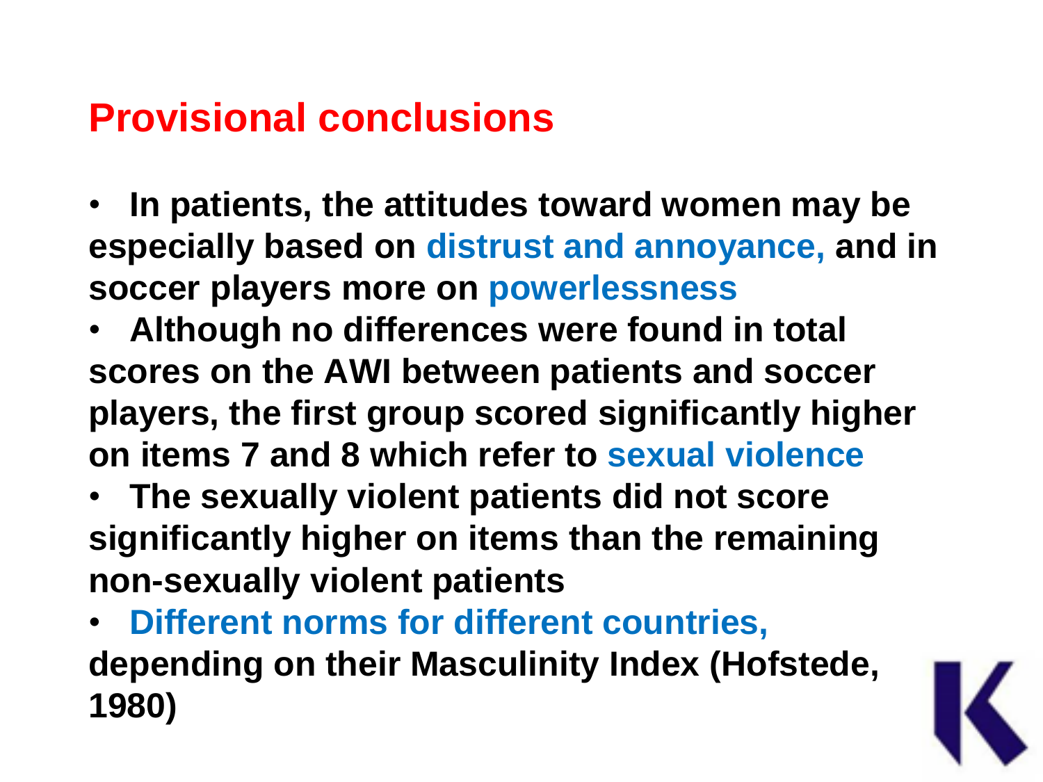# Provisional conclusions

- **In patients, the attitudes toward women may be especially based on distrust and annoyance, and in soccer players more on powerlessness**
- **Although no differences were found in total scores on the AWI between patients and soccer players, the first group scored significantly higher on items 7 and 8 which refer to sexual violence**
- **The sexually violent patients did not score significantly higher on items than the remaining non-sexually violent patients**
- **Different norms for different countries, depending on their Masculinity Index (Hofstede, 1980)**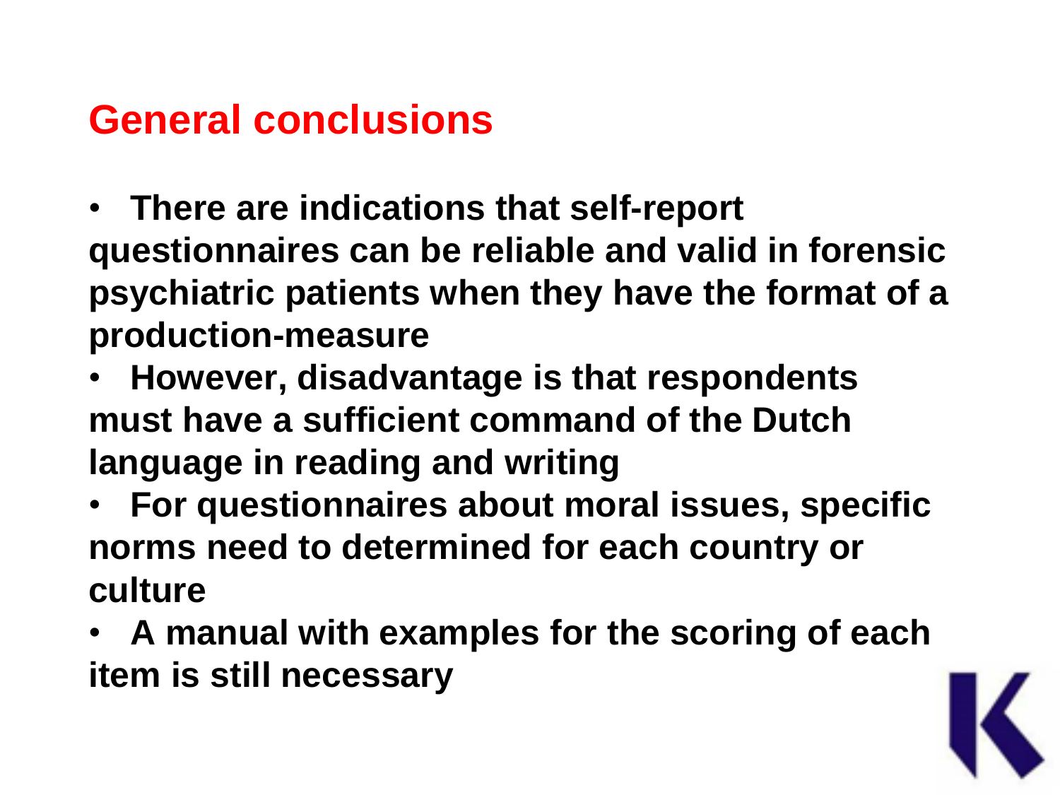## General conclusions

- **There are indications that self-report questionnaires can be reliable and valid in forensic psychiatric patients when they have the format of a production-measure**
- **However, disadvantage is that respondents must have a sufficient command of the Dutch language in reading and writing**
- **For questionnaires about moral issues, specific norms need to determined for each country or culture**
- **A manual with examples for the scoring of each item is still necessary**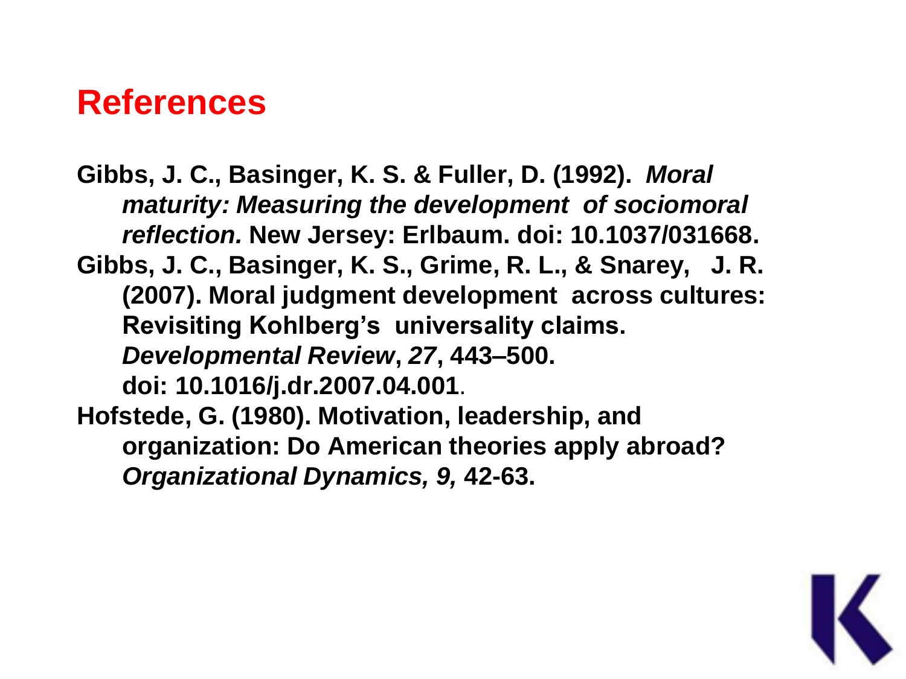# References

Gibbs, J. C., Basinger, K. S. & Fuller, D. (1992). *Moral maturity: Measuring the development of sociomoral reflection.* New Jersey: Erlbaum. doi: 10.1037/031668.

Gibbs, J. C., Basinger, K. S., Grime, R. L., & Snarey, J. R. (2007). Moral judgment development across cultures: Revisiting Kohlberg's universality claims. *Developmental Review*, *27*, 443–500. doi: 10.1016/j.dr.2007.04.001.

Hofstede, G. (1980). Motivation, leadership, and organization: Do American theories apply abroad? *Organizational Dynamics, 9,* 42-63.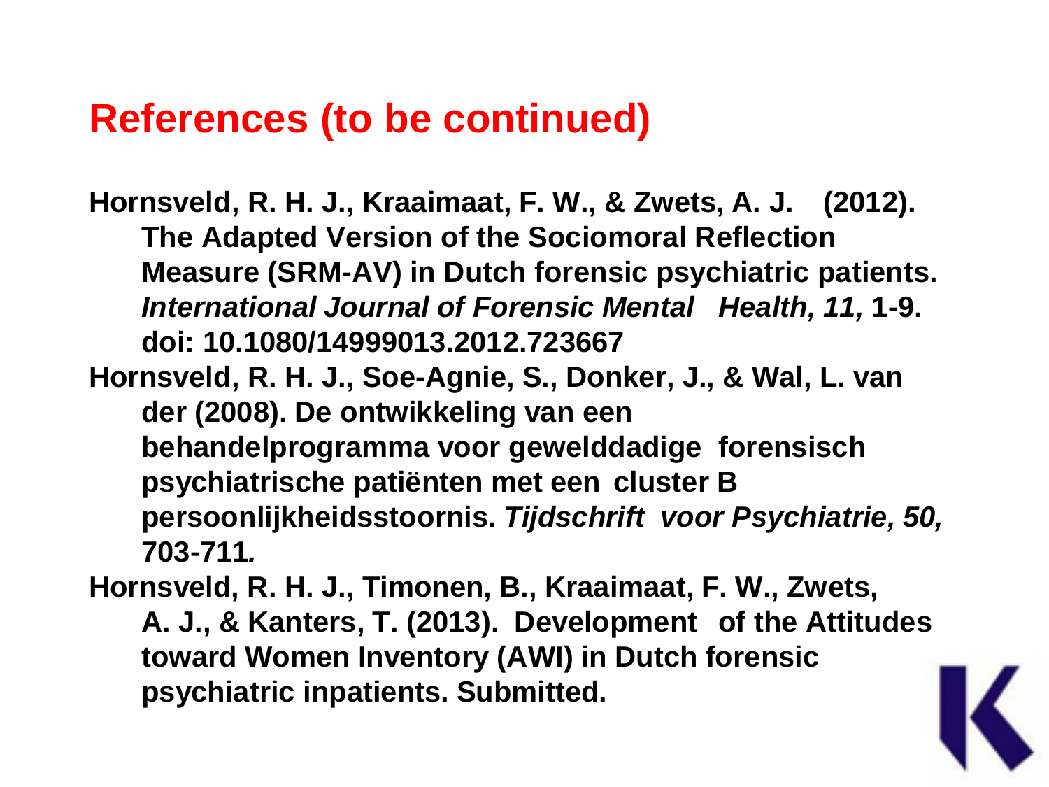# References (to be continued)

**Hornsveld, R. H. J., Kraaimaat, F. W., & Zwets, A. J. (2012). The Adapted Version of the Sociomoral Reflection Measure (SRM-AV) in Dutch forensic psychiatric patients. *International Journal of Forensic Mental Health, 11,* 1-9. doi: 10.1080/14999013.2012.723667**

**Hornsveld, R. H. J., Soe-Agnie, S., Donker, J., & Wal, L. van der (2008). De ontwikkeling van een behandelprogramma voor gewelddadige forensisch psychiatrische patiënten met een cluster B persoonlijkheidsstoornis. *Tijdschrift voor Psychiatrie, 50,* 703-711.**

**Hornsveld, R. H. J., Timonen, B., Kraaimaat, F. W., Zwets, A. J., & Kanters, T. (2013). Development of the Attitudes toward Women Inventory (AWI) in Dutch forensic psychiatric inpatients. Submitted.**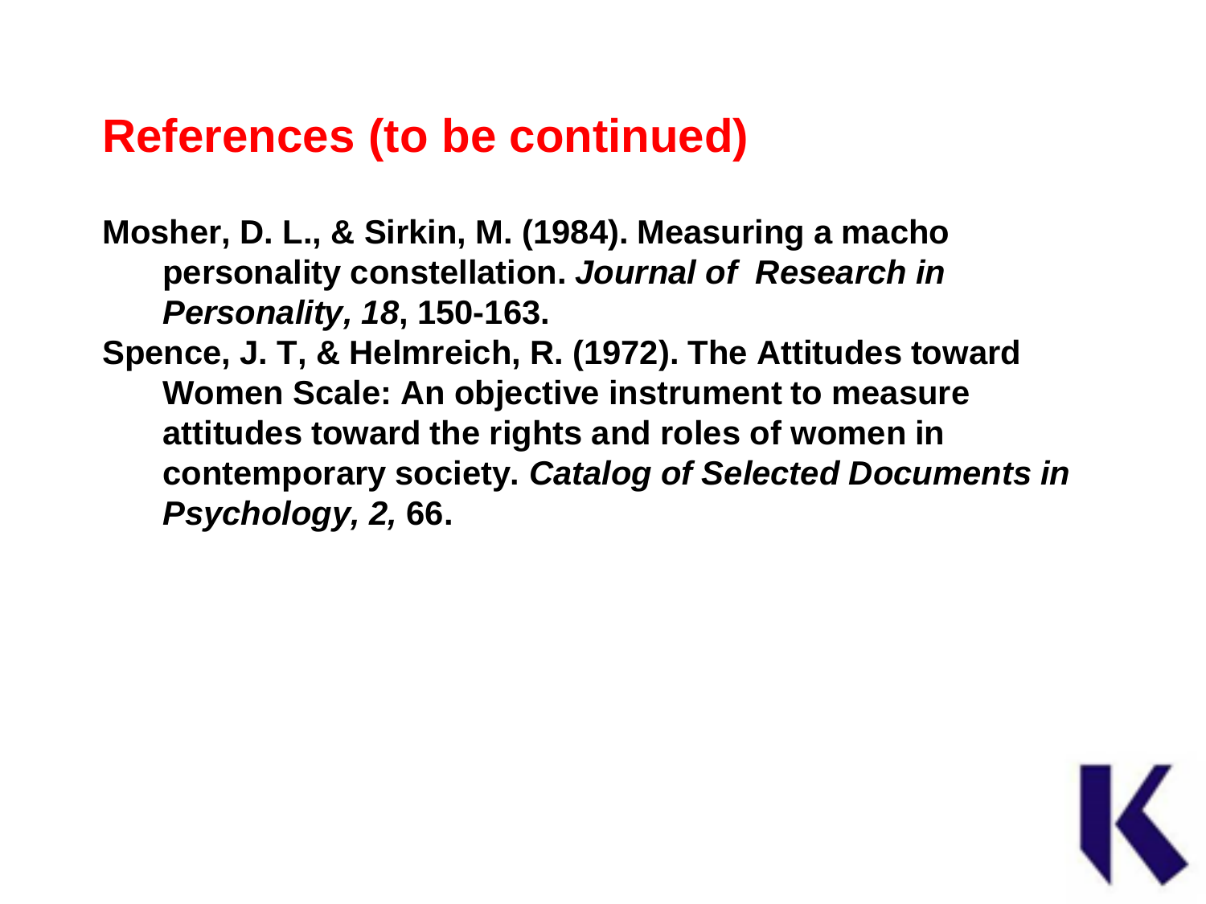## References (to be continued)

**Mosher, D. L., & Sirkin, M. (1984). Measuring a macho personality constellation. *Journal of Research in Personality, 18*, 150-163.**

**Spence, J. T, & Helmreich, R. (1972). The Attitudes toward Women Scale: An objective instrument to measure attitudes toward the rights and roles of women in contemporary society. *Catalog of Selected Documents in Psychology, 2,* 66.**